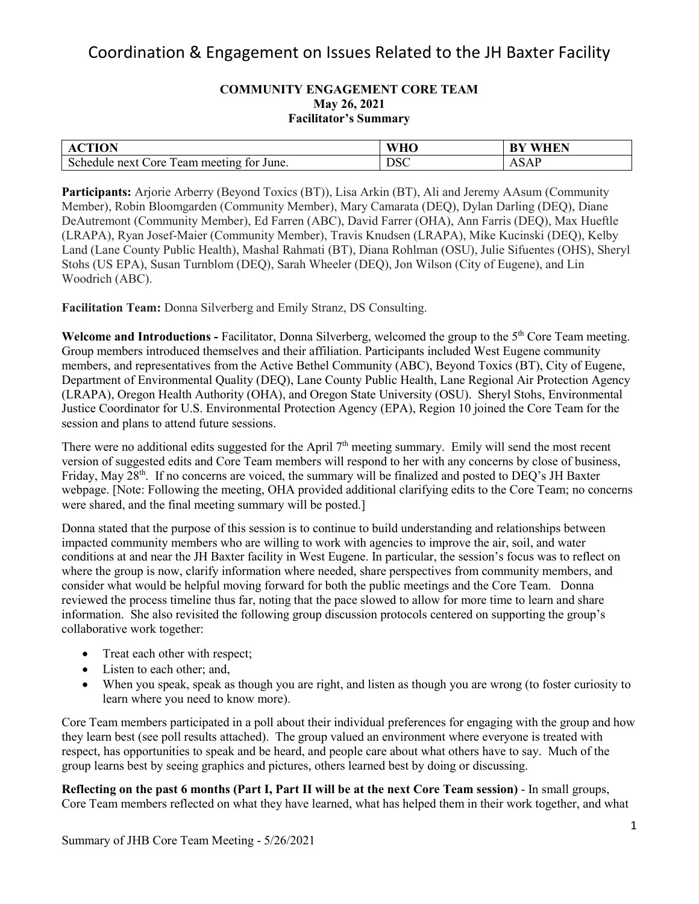# Coordination & Engagement on Issues Related to the JH Baxter Facility

**COMMUNITY ENGAGEMENT CORE TEAM**
**May 26, 2021**
**Facilitator's Summary**

| ACTION | WHO | BY WHEN |
|---|---|---|
| Schedule next Core Team meeting for June. | DSC | ASAP |

**Participants:** Arjorie Arberry (Beyond Toxics (BT)), Lisa Arkin (BT), Ali and Jeremy AAsum (Community Member), Robin Bloomgarden (Community Member), Mary Camarata (DEQ), Dylan Darling (DEQ), Diane DeAutremont (Community Member), Ed Farren (ABC), David Farrer (OHA), Ann Farris (DEQ), Max Hueftle (LRAPA), Ryan Josef-Maier (Community Member), Travis Knudsen (LRAPA), Mike Kucinski (DEQ), Kelby Land (Lane County Public Health), Mashal Rahmati (BT), Diana Rohlman (OSU), Julie Sifuentes (OHS), Sheryl Stohs (US EPA), Susan Turnblom (DEQ), Sarah Wheeler (DEQ), Jon Wilson (City of Eugene), and Lin Woodrich (ABC).

**Facilitation Team:** Donna Silverberg and Emily Stranz, DS Consulting.

**Welcome and Introductions -** Facilitator, Donna Silverberg, welcomed the group to the 5th Core Team meeting. Group members introduced themselves and their affiliation. Participants included West Eugene community members, and representatives from the Active Bethel Community (ABC), Beyond Toxics (BT), City of Eugene, Department of Environmental Quality (DEQ), Lane County Public Health, Lane Regional Air Protection Agency (LRAPA), Oregon Health Authority (OHA), and Oregon State University (OSU). Sheryl Stohs, Environmental Justice Coordinator for U.S. Environmental Protection Agency (EPA), Region 10 joined the Core Team for the session and plans to attend future sessions.

There were no additional edits suggested for the April 7th meeting summary. Emily will send the most recent version of suggested edits and Core Team members will respond to her with any concerns by close of business, Friday, May 28th. If no concerns are voiced, the summary will be finalized and posted to DEQ's JH Baxter webpage. [Note: Following the meeting, OHA provided additional clarifying edits to the Core Team; no concerns were shared, and the final meeting summary will be posted.]

Donna stated that the purpose of this session is to continue to build understanding and relationships between impacted community members who are willing to work with agencies to improve the air, soil, and water conditions at and near the JH Baxter facility in West Eugene. In particular, the session's focus was to reflect on where the group is now, clarify information where needed, share perspectives from community members, and consider what would be helpful moving forward for both the public meetings and the Core Team. Donna reviewed the process timeline thus far, noting that the pace slowed to allow for more time to learn and share information. She also revisited the following group discussion protocols centered on supporting the group's collaborative work together:

- Treat each other with respect;
- Listen to each other; and,
- When you speak, speak as though you are right, and listen as though you are wrong (to foster curiosity to learn where you need to know more).

Core Team members participated in a poll about their individual preferences for engaging with the group and how they learn best (see poll results attached). The group valued an environment where everyone is treated with respect, has opportunities to speak and be heard, and people care about what others have to say. Much of the group learns best by seeing graphics and pictures, others learned best by doing or discussing.

**Reflecting on the past 6 months (Part I, Part II will be at the next Core Team session)** - In small groups, Core Team members reflected on what they have learned, what has helped them in their work together, and what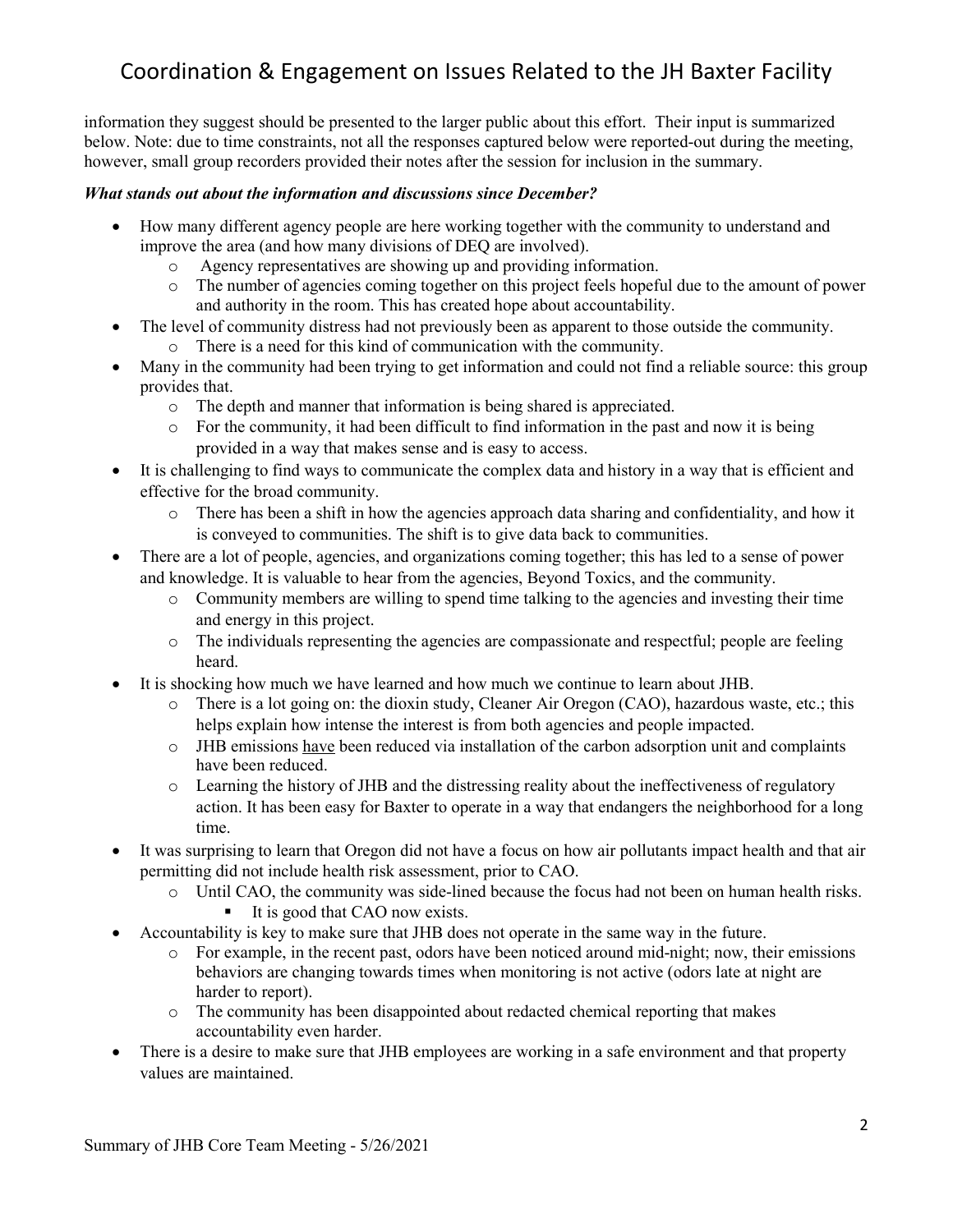information they suggest should be presented to the larger public about this effort. Their input is summarized below. Note: due to time constraints, not all the responses captured below were reported-out during the meeting, however, small group recorders provided their notes after the session for inclusion in the summary.

***What stands out about the information and discussions since December?***

- How many different agency people are here working together with the community to understand and improve the area (and how many divisions of DEQ are involved).
  - Agency representatives are showing up and providing information.
  - The number of agencies coming together on this project feels hopeful due to the amount of power and authority in the room. This has created hope about accountability.
- The level of community distress had not previously been as apparent to those outside the community.
  - There is a need for this kind of communication with the community.
- Many in the community had been trying to get information and could not find a reliable source: this group provides that.
  - The depth and manner that information is being shared is appreciated.
  - For the community, it had been difficult to find information in the past and now it is being provided in a way that makes sense and is easy to access.
- It is challenging to find ways to communicate the complex data and history in a way that is efficient and effective for the broad community.
  - There has been a shift in how the agencies approach data sharing and confidentiality, and how it is conveyed to communities. The shift is to give data back to communities.
- There are a lot of people, agencies, and organizations coming together; this has led to a sense of power and knowledge. It is valuable to hear from the agencies, Beyond Toxics, and the community.
  - Community members are willing to spend time talking to the agencies and investing their time and energy in this project.
  - The individuals representing the agencies are compassionate and respectful; people are feeling heard.
- It is shocking how much we have learned and how much we continue to learn about JHB.
  - There is a lot going on: the dioxin study, Cleaner Air Oregon (CAO), hazardous waste, etc.; this helps explain how intense the interest is from both agencies and people impacted.
  - JHB emissions have been reduced via installation of the carbon adsorption unit and complaints have been reduced.
  - Learning the history of JHB and the distressing reality about the ineffectiveness of regulatory action. It has been easy for Baxter to operate in a way that endangers the neighborhood for a long time.
- It was surprising to learn that Oregon did not have a focus on how air pollutants impact health and that air permitting did not include health risk assessment, prior to CAO.
  - Until CAO, the community was side-lined because the focus had not been on human health risks.
    - It is good that CAO now exists.
- Accountability is key to make sure that JHB does not operate in the same way in the future.
  - For example, in the recent past, odors have been noticed around mid-night; now, their emissions behaviors are changing towards times when monitoring is not active (odors late at night are harder to report).
  - The community has been disappointed about redacted chemical reporting that makes accountability even harder.
- There is a desire to make sure that JHB employees are working in a safe environment and that property values are maintained.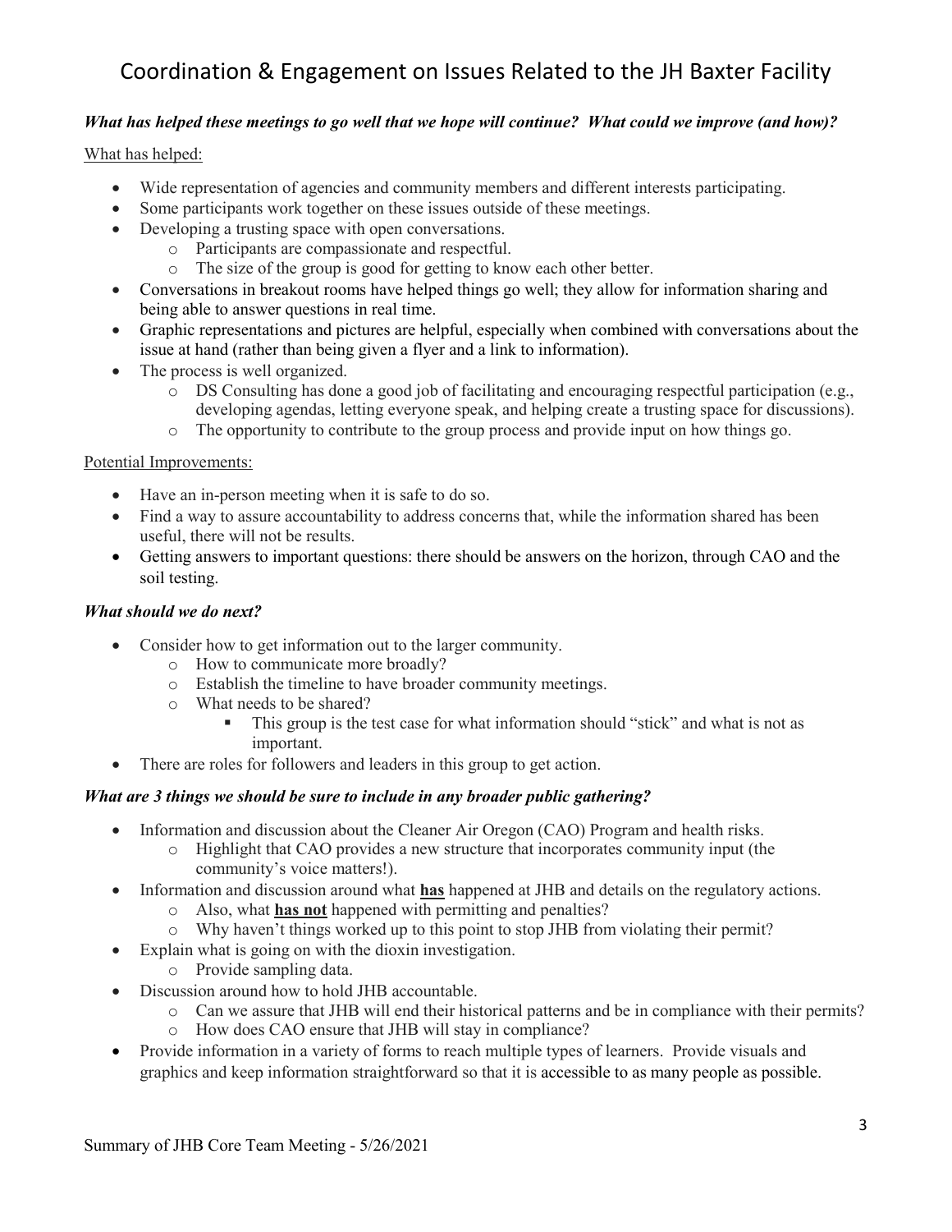# Coordination & Engagement on Issues Related to the JH Baxter Facility

***What has helped these meetings to go well that we hope will continue? What could we improve (and how)?***

What has helped:

- Wide representation of agencies and community members and different interests participating.
- Some participants work together on these issues outside of these meetings.
- Developing a trusting space with open conversations.
    - Participants are compassionate and respectful.
    - The size of the group is good for getting to know each other better.
- Conversations in breakout rooms have helped things go well; they allow for information sharing and being able to answer questions in real time.
- Graphic representations and pictures are helpful, especially when combined with conversations about the issue at hand (rather than being given a flyer and a link to information).
- The process is well organized.
    - DS Consulting has done a good job of facilitating and encouraging respectful participation (e.g., developing agendas, letting everyone speak, and helping create a trusting space for discussions).
    - The opportunity to contribute to the group process and provide input on how things go.

Potential Improvements:

- Have an in-person meeting when it is safe to do so.
- Find a way to assure accountability to address concerns that, while the information shared has been useful, there will not be results.
- Getting answers to important questions: there should be answers on the horizon, through CAO and the soil testing.

***What should we do next?***

- Consider how to get information out to the larger community.
    - How to communicate more broadly?
    - Establish the timeline to have broader community meetings.
    - What needs to be shared?
        - This group is the test case for what information should "stick" and what is not as important.
- There are roles for followers and leaders in this group to get action.

***What are 3 things we should be sure to include in any broader public gathering?***

- Information and discussion about the Cleaner Air Oregon (CAO) Program and health risks.
    - Highlight that CAO provides a new structure that incorporates community input (the community's voice matters!).
- Information and discussion around what **has** happened at JHB and details on the regulatory actions.
    - Also, what **has not** happened with permitting and penalties?
    - Why haven't things worked up to this point to stop JHB from violating their permit?
- Explain what is going on with the dioxin investigation.
    - Provide sampling data.
- Discussion around how to hold JHB accountable.
    - Can we assure that JHB will end their historical patterns and be in compliance with their permits?
    - How does CAO ensure that JHB will stay in compliance?
- Provide information in a variety of forms to reach multiple types of learners. Provide visuals and graphics and keep information straightforward so that it is accessible to as many people as possible.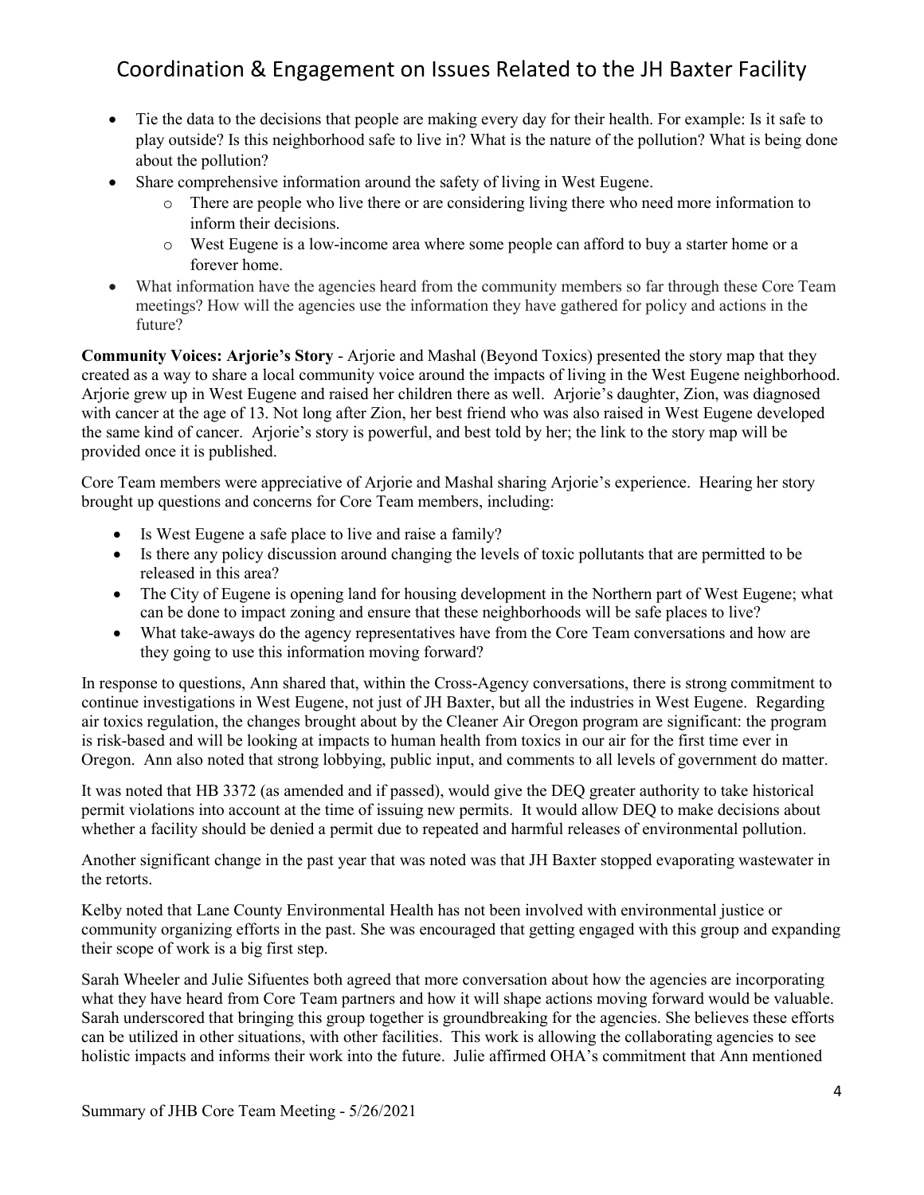- Tie the data to the decisions that people are making every day for their health. For example: Is it safe to play outside? Is this neighborhood safe to live in? What is the nature of the pollution? What is being done about the pollution?
- Share comprehensive information around the safety of living in West Eugene.
  - There are people who live there or are considering living there who need more information to inform their decisions.
  - West Eugene is a low-income area where some people can afford to buy a starter home or a forever home.
- What information have the agencies heard from the community members so far through these Core Team meetings? How will the agencies use the information they have gathered for policy and actions in the future?

**Community Voices: Arjorie's Story** - Arjorie and Mashal (Beyond Toxics) presented the story map that they created as a way to share a local community voice around the impacts of living in the West Eugene neighborhood. Arjorie grew up in West Eugene and raised her children there as well. Arjorie's daughter, Zion, was diagnosed with cancer at the age of 13. Not long after Zion, her best friend who was also raised in West Eugene developed the same kind of cancer. Arjorie's story is powerful, and best told by her; the link to the story map will be provided once it is published.

Core Team members were appreciative of Arjorie and Mashal sharing Arjorie's experience. Hearing her story brought up questions and concerns for Core Team members, including:

- Is West Eugene a safe place to live and raise a family?
- Is there any policy discussion around changing the levels of toxic pollutants that are permitted to be released in this area?
- The City of Eugene is opening land for housing development in the Northern part of West Eugene; what can be done to impact zoning and ensure that these neighborhoods will be safe places to live?
- What take-aways do the agency representatives have from the Core Team conversations and how are they going to use this information moving forward?

In response to questions, Ann shared that, within the Cross-Agency conversations, there is strong commitment to continue investigations in West Eugene, not just of JH Baxter, but all the industries in West Eugene. Regarding air toxics regulation, the changes brought about by the Cleaner Air Oregon program are significant: the program is risk-based and will be looking at impacts to human health from toxics in our air for the first time ever in Oregon. Ann also noted that strong lobbying, public input, and comments to all levels of government do matter.

It was noted that HB 3372 (as amended and if passed), would give the DEQ greater authority to take historical permit violations into account at the time of issuing new permits. It would allow DEQ to make decisions about whether a facility should be denied a permit due to repeated and harmful releases of environmental pollution.

Another significant change in the past year that was noted was that JH Baxter stopped evaporating wastewater in the retorts.

Kelby noted that Lane County Environmental Health has not been involved with environmental justice or community organizing efforts in the past. She was encouraged that getting engaged with this group and expanding their scope of work is a big first step.

Sarah Wheeler and Julie Sifuentes both agreed that more conversation about how the agencies are incorporating what they have heard from Core Team partners and how it will shape actions moving forward would be valuable. Sarah underscored that bringing this group together is groundbreaking for the agencies. She believes these efforts can be utilized in other situations, with other facilities. This work is allowing the collaborating agencies to see holistic impacts and informs their work into the future. Julie affirmed OHA's commitment that Ann mentioned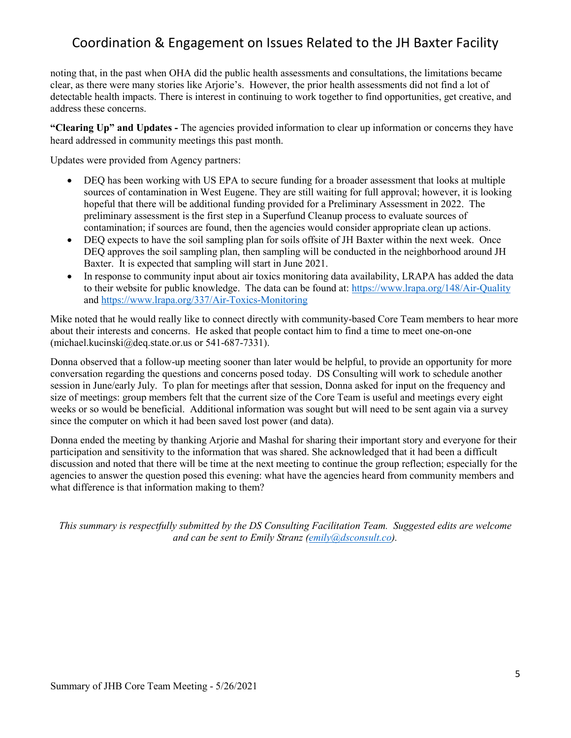noting that, in the past when OHA did the public health assessments and consultations, the limitations became clear, as there were many stories like Arjorie's. However, the prior health assessments did not find a lot of detectable health impacts. There is interest in continuing to work together to find opportunities, get creative, and address these concerns.

**"Clearing Up" and Updates -** The agencies provided information to clear up information or concerns they have heard addressed in community meetings this past month.

Updates were provided from Agency partners:

- DEQ has been working with US EPA to secure funding for a broader assessment that looks at multiple sources of contamination in West Eugene. They are still waiting for full approval; however, it is looking hopeful that there will be additional funding provided for a Preliminary Assessment in 2022. The preliminary assessment is the first step in a Superfund Cleanup process to evaluate sources of contamination; if sources are found, then the agencies would consider appropriate clean up actions.
- DEQ expects to have the soil sampling plan for soils offsite of JH Baxter within the next week. Once DEQ approves the soil sampling plan, then sampling will be conducted in the neighborhood around JH Baxter. It is expected that sampling will start in June 2021.
- In response to community input about air toxics monitoring data availability, LRAPA has added the data to their website for public knowledge. The data can be found at: https://www.lrapa.org/148/Air-Quality and https://www.lrapa.org/337/Air-Toxics-Monitoring

Mike noted that he would really like to connect directly with community-based Core Team members to hear more about their interests and concerns. He asked that people contact him to find a time to meet one-on-one (michael.kucinski@deq.state.or.us or 541-687-7331).

Donna observed that a follow-up meeting sooner than later would be helpful, to provide an opportunity for more conversation regarding the questions and concerns posed today. DS Consulting will work to schedule another session in June/early July. To plan for meetings after that session, Donna asked for input on the frequency and size of meetings: group members felt that the current size of the Core Team is useful and meetings every eight weeks or so would be beneficial. Additional information was sought but will need to be sent again via a survey since the computer on which it had been saved lost power (and data).

Donna ended the meeting by thanking Arjorie and Mashal for sharing their important story and everyone for their participation and sensitivity to the information that was shared. She acknowledged that it had been a difficult discussion and noted that there will be time at the next meeting to continue the group reflection; especially for the agencies to answer the question posed this evening: what have the agencies heard from community members and what difference is that information making to them?

*This summary is respectfully submitted by the DS Consulting Facilitation Team. Suggested edits are welcome and can be sent to Emily Stranz (emily@dsconsult.co).*